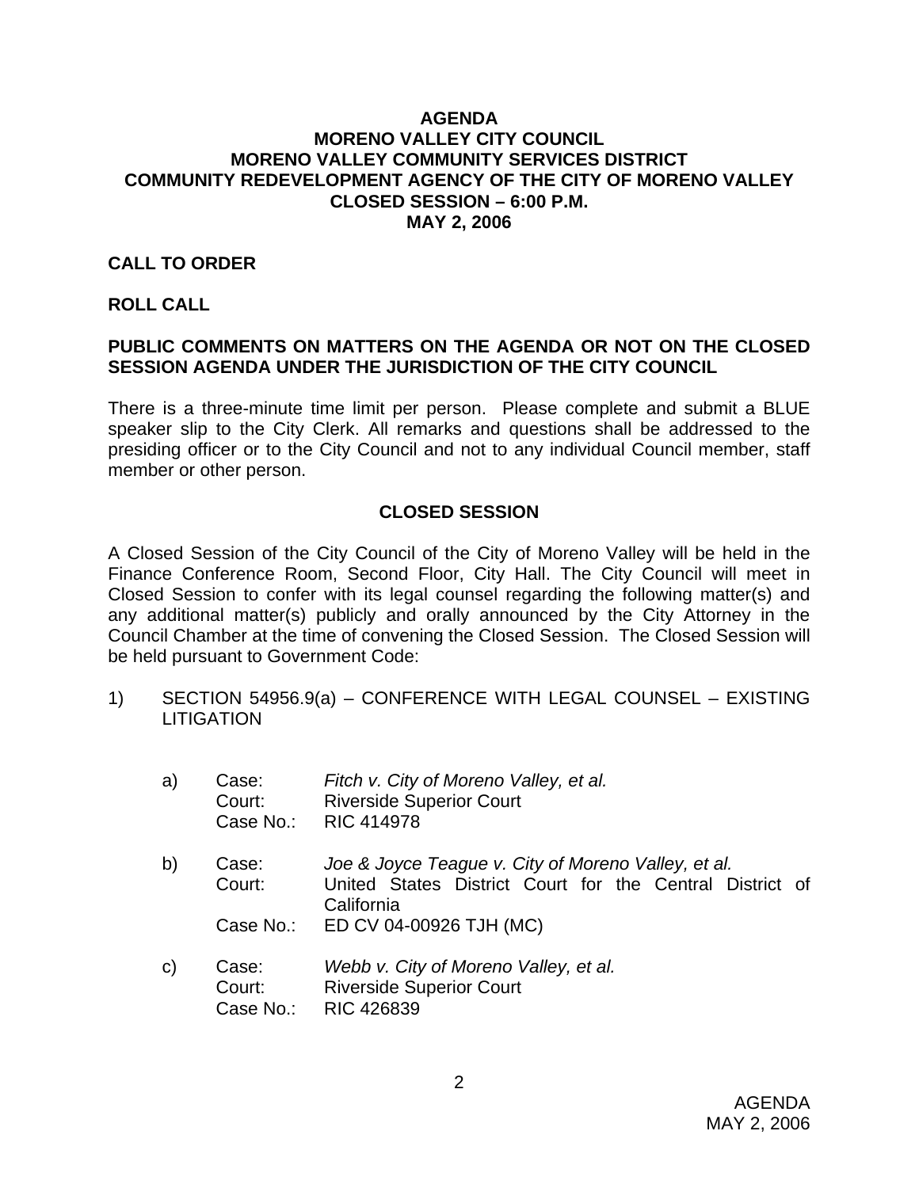# AGENDA
## MORENO VALLEY CITY COUNCIL
## MORENO VALLEY COMMUNITY SERVICES DISTRICT
## COMMUNITY REDEVELOPMENT AGENCY OF THE CITY OF MORENO VALLEY
## CLOSED SESSION – 6:00 P.M.
## MAY 2, 2006

**CALL TO ORDER**

**ROLL CALL**

**PUBLIC COMMENTS ON MATTERS ON THE AGENDA OR NOT ON THE CLOSED SESSION AGENDA UNDER THE JURISDICTION OF THE CITY COUNCIL**

There is a three-minute time limit per person. Please complete and submit a BLUE speaker slip to the City Clerk. All remarks and questions shall be addressed to the presiding officer or to the City Council and not to any individual Council member, staff member or other person.

**CLOSED SESSION**

A Closed Session of the City Council of the City of Moreno Valley will be held in the Finance Conference Room, Second Floor, City Hall. The City Council will meet in Closed Session to confer with its legal counsel regarding the following matter(s) and any additional matter(s) publicly and orally announced by the City Attorney in the Council Chamber at the time of convening the Closed Session. The Closed Session will be held pursuant to Government Code:

1) SECTION 54956.9(a) – CONFERENCE WITH LEGAL COUNSEL – EXISTING LITIGATION

   a) Case: *Fitch v. City of Moreno Valley, et al.*
      Court: Riverside Superior Court
      Case No.: RIC 414978

   b) Case: *Joe & Joyce Teague v. City of Moreno Valley, et al.*
      Court: United States District Court for the Central District of California
      Case No.: ED CV 04-00926 TJH (MC)

   c) Case: *Webb v. City of Moreno Valley, et al.*
      Court: Riverside Superior Court
      Case No.: RIC 426839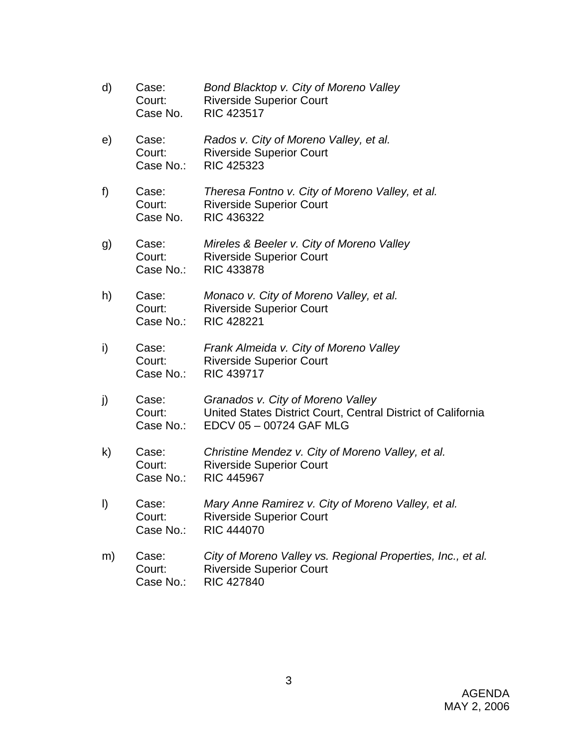d) Case: *Bond Blacktop v. City of Moreno Valley*
   Court: Riverside Superior Court
   Case No. RIC 423517

e) Case: *Rados v. City of Moreno Valley, et al.*
   Court: Riverside Superior Court
   Case No.: RIC 425323

f) Case: *Theresa Fontno v. City of Moreno Valley, et al.*
   Court: Riverside Superior Court
   Case No. RIC 436322

g) Case: *Mireles & Beeler v. City of Moreno Valley*
   Court: Riverside Superior Court
   Case No.: RIC 433878

h) Case: *Monaco v. City of Moreno Valley, et al.*
   Court: Riverside Superior Court
   Case No.: RIC 428221

i) Case: *Frank Almeida v. City of Moreno Valley*
   Court: Riverside Superior Court
   Case No.: RIC 439717

j) Case: *Granados v. City of Moreno Valley*
   Court: United States District Court, Central District of California
   Case No.: EDCV 05 – 00724 GAF MLG

k) Case: *Christine Mendez v. City of Moreno Valley, et al.*
   Court: Riverside Superior Court
   Case No.: RIC 445967

l) Case: *Mary Anne Ramirez v. City of Moreno Valley, et al.*
   Court: Riverside Superior Court
   Case No.: RIC 444070

m) Case: *City of Moreno Valley vs. Regional Properties, Inc., et al.*
   Court: Riverside Superior Court
   Case No.: RIC 427840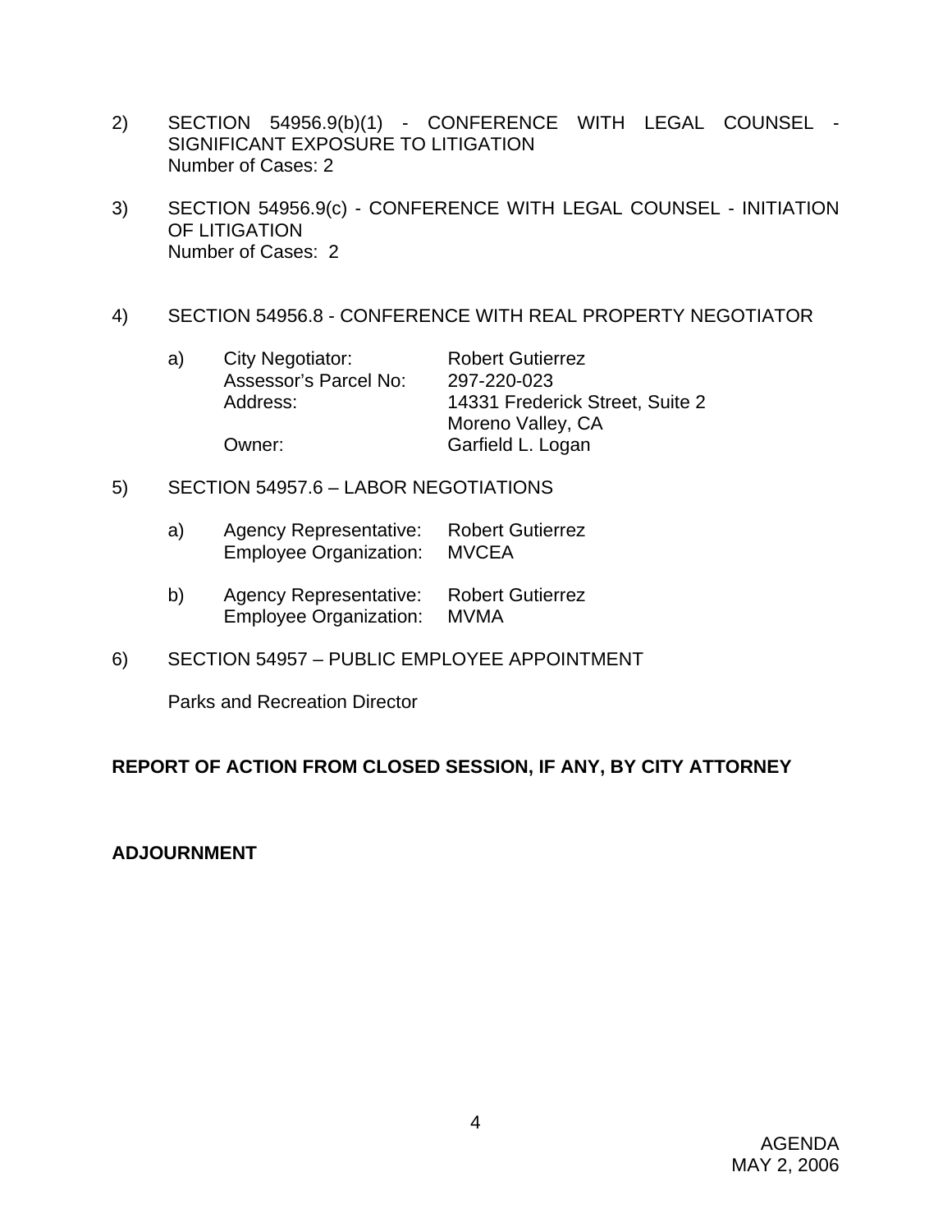2) SECTION 54956.9(b)(1) - CONFERENCE WITH LEGAL COUNSEL - SIGNIFICANT EXPOSURE TO LITIGATION
   Number of Cases: 2

3) SECTION 54956.9(c) - CONFERENCE WITH LEGAL COUNSEL - INITIATION OF LITIGATION
   Number of Cases: 2

4) SECTION 54956.8 - CONFERENCE WITH REAL PROPERTY NEGOTIATOR

   a) City Negotiator: Robert Gutierrez
      Assessor's Parcel No: 297-220-023
      Address: 14331 Frederick Street, Suite 2
      Moreno Valley, CA
      Owner: Garfield L. Logan

5) SECTION 54957.6 – LABOR NEGOTIATIONS

   a) Agency Representative: Robert Gutierrez
      Employee Organization: MVCEA

   b) Agency Representative: Robert Gutierrez
      Employee Organization: MVMA

6) SECTION 54957 – PUBLIC EMPLOYEE APPOINTMENT

   Parks and Recreation Director

**REPORT OF ACTION FROM CLOSED SESSION, IF ANY, BY CITY ATTORNEY**

**ADJOURNMENT**